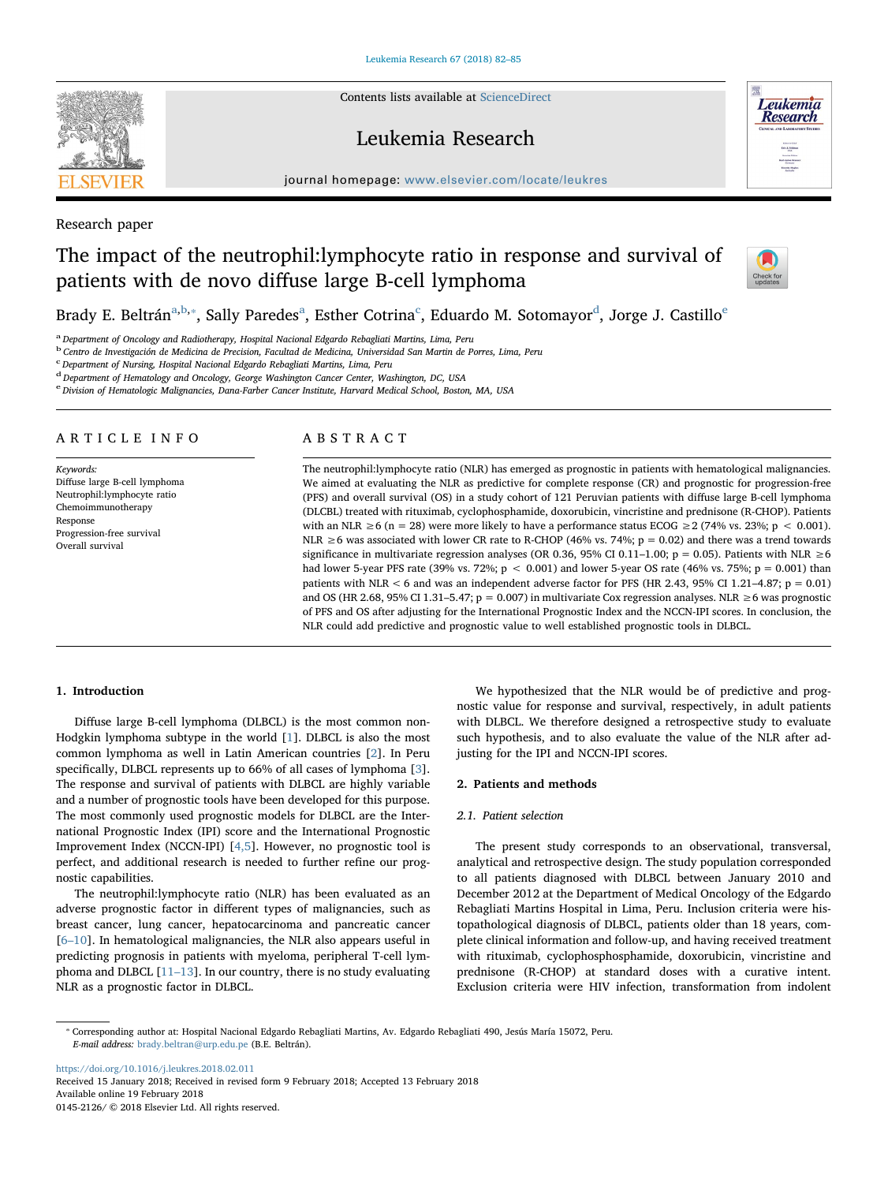Research paper

# The impact of the neutrophil:lymphocyte ratio in response and survival of patients with de novo diffuse large B-cell lymphoma

Brady E. Beltrán[a,b,*], Sally Paredes[a], Esther Cotrina[c], Eduardo M. Sotomayor[d], Jorge J. Castillo[e]

[a] Department of Oncology and Radiotherapy, Hospital Nacional Edgardo Rebagliati Martins, Lima, Peru
[b] Centro de Investigación de Medicina de Precision, Facultad de Medicina, Universidad San Martin de Porres, Lima, Peru
[c] Department of Nursing, Hospital Nacional Edgardo Rebagliati Martins, Lima, Peru
[d] Department of Hematology and Oncology, George Washington Cancer Center, Washington, DC, USA
[e] Division of Hematologic Malignancies, Dana-Farber Cancer Institute, Harvard Medical School, Boston, MA, USA

## ARTICLE INFO

*Keywords:*
Diffuse large B-cell lymphoma
Neutrophil:lymphocyte ratio
Chemoimmunotherapy
Response
Progression-free survival
Overall survival

## ABSTRACT

The neutrophil:lymphocyte ratio (NLR) has emerged as prognostic in patients with hematological malignancies. We aimed at evaluating the NLR as predictive for complete response (CR) and prognostic for progression-free (PFS) and overall survival (OS) in a study cohort of 121 Peruvian patients with diffuse large B-cell lymphoma (DLCBL) treated with rituximab, cyclophosphamide, doxorubicin, vincristine and prednisone (R-CHOP). Patients with an NLR ≥6 (n = 28) were more likely to have a performance status ECOG ≥2 (74% vs. 23%; p < 0.001). NLR ≥6 was associated with lower CR rate to R-CHOP (46% vs. 74%; p = 0.02) and there was a trend towards significance in multivariate regression analyses (OR 0.36, 95% CI 0.11–1.00; p = 0.05). Patients with NLR ≥6 had lower 5-year PFS rate (39% vs. 72%; p < 0.001) and lower 5-year OS rate (46% vs. 75%; p = 0.001) than patients with NLR < 6 and was an independent adverse factor for PFS (HR 2.43, 95% CI 1.21–4.87; p = 0.01) and OS (HR 2.68, 95% CI 1.31–5.47; p = 0.007) in multivariate Cox regression analyses. NLR ≥6 was prognostic of PFS and OS after adjusting for the International Prognostic Index and the NCCN-IPI scores. In conclusion, the NLR could add predictive and prognostic value to well established prognostic tools in DLBCL.

## 1. Introduction

Diffuse large B-cell lymphoma (DLBCL) is the most common non-Hodgkin lymphoma subtype in the world [1]. DLBCL is also the most common lymphoma as well in Latin American countries [2]. In Peru specifically, DLBCL represents up to 66% of all cases of lymphoma [3]. The response and survival of patients with DLBCL are highly variable and a number of prognostic tools have been developed for this purpose. The most commonly used prognostic models for DLBCL are the International Prognostic Index (IPI) score and the International Prognostic Improvement Index (NCCN-IPI) [4,5]. However, no prognostic tool is perfect, and additional research is needed to further refine our prognostic capabilities.

The neutrophil:lymphocyte ratio (NLR) has been evaluated as an adverse prognostic factor in different types of malignancies, such as breast cancer, lung cancer, hepatocarcinoma and pancreatic cancer [6–10]. In hematological malignancies, the NLR also appears useful in predicting prognosis in patients with myeloma, peripheral T-cell lymphoma and DLBCL [11–13]. In our country, there is no study evaluating NLR as a prognostic factor in DLBCL.

We hypothesized that the NLR would be of predictive and prognostic value for response and survival, respectively, in adult patients with DLBCL. We therefore designed a retrospective study to evaluate such hypothesis, and to also evaluate the value of the NLR after adjusting for the IPI and NCCN-IPI scores.

## 2. Patients and methods

### 2.1. Patient selection

The present study corresponds to an observational, transversal, analytical and retrospective design. The study population corresponded to all patients diagnosed with DLBCL between January 2010 and December 2012 at the Department of Medical Oncology of the Edgardo Rebagliati Martins Hospital in Lima, Peru. Inclusion criteria were histopathological diagnosis of DLBCL, patients older than 18 years, complete clinical information and follow-up, and having received treatment with rituximab, cyclophosphamide, doxorubicin, vincristine and prednisone (R-CHOP) at standard doses with a curative intent. Exclusion criteria were HIV infection, transformation from indolent

* Corresponding author at: Hospital Nacional Edgardo Rebagliati Martins, Av. Edgardo Rebagliati 490, Jesús María 15072, Peru.
*E-mail address:* brady.beltran@urp.edu.pe (B.E. Beltrán).

https://doi.org/10.1016/j.leukres.2018.02.011
Received 15 January 2018; Received in revised form 9 February 2018; Accepted 13 February 2018
Available online 19 February 2018
0145-2126/ © 2018 Elsevier Ltd. All rights reserved.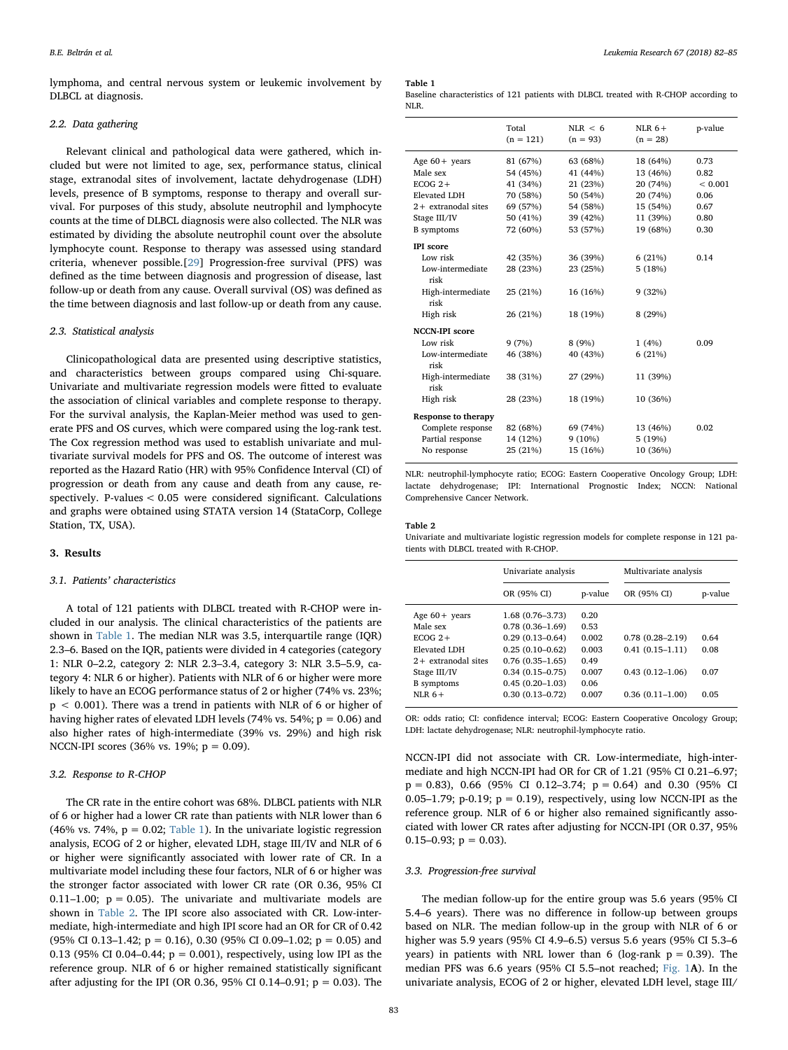lymphoma, and central nervous system or leukemic involvement by DLBCL at diagnosis.

### 2.2. Data gathering

Relevant clinical and pathological data were gathered, which included but were not limited to age, sex, performance status, clinical stage, extranodal sites of involvement, lactate dehydrogenase (LDH) levels, presence of B symptoms, response to therapy and overall survival. For purposes of this study, absolute neutrophil and lymphocyte counts at the time of DLBCL diagnosis were also collected. The NLR was estimated by dividing the absolute neutrophil count over the absolute lymphocyte count. Response to therapy was assessed using standard criteria, whenever possible.[29] Progression-free survival (PFS) was defined as the time between diagnosis and progression of disease, last follow-up or death from any cause. Overall survival (OS) was defined as the time between diagnosis and last follow-up or death from any cause.

### 2.3. Statistical analysis

Clinicopathological data are presented using descriptive statistics, and characteristics between groups compared using Chi-square. Univariate and multivariate regression models were fitted to evaluate the association of clinical variables and complete response to therapy. For the survival analysis, the Kaplan-Meier method was used to generate PFS and OS curves, which were compared using the log-rank test. The Cox regression method was used to establish univariate and multivariate survival models for PFS and OS. The outcome of interest was reported as the Hazard Ratio (HR) with 95% Confidence Interval (CI) of progression or death from any cause and death from any cause, respectively. P-values < 0.05 were considered significant. Calculations and graphs were obtained using STATA version 14 (StataCorp, College Station, TX, USA).

## 3. Results

### 3.1. Patients' characteristics

A total of 121 patients with DLBCL treated with R-CHOP were included in our analysis. The clinical characteristics of the patients are shown in Table 1. The median NLR was 3.5, interquartile range (IQR) 2.3–6. Based on the IQR, patients were divided in 4 categories (category 1: NLR 0–2.2, category 2: NLR 2.3–3.4, category 3: NLR 3.5–5.9, category 4: NLR 6 or higher). Patients with NLR of 6 or higher were more likely to have an ECOG performance status of 2 or higher (74% vs. 23%; $p < 0.001$). There was a trend in patients with NLR of 6 or higher of having higher rates of elevated LDH levels (74% vs. 54%; p = 0.06) and also higher rates of high-intermediate (39% vs. 29%) and high risk NCCN-IPI scores (36% vs. 19%; p = 0.09).

### 3.2. Response to R-CHOP

The CR rate in the entire cohort was 68%. DLBCL patients with NLR of 6 or higher had a lower CR rate than patients with NLR lower than 6 (46% vs. 74%, p = 0.02; Table 1). In the univariate logistic regression analysis, ECOG of 2 or higher, elevated LDH, stage III/IV and NLR of 6 or higher were significantly associated with lower rate of CR. In a multivariate model including these four factors, NLR of 6 or higher was the stronger factor associated with lower CR rate (OR 0.36, 95% CI 0.11–1.00; p = 0.05). The univariate and multivariate models are shown in Table 2. The IPI score also associated with CR. Low-intermediate, high-intermediate and high IPI score had an OR for CR of 0.42 (95% CI 0.13–1.42; p = 0.16), 0.30 (95% CI 0.09–1.02; p = 0.05) and 0.13 (95% CI 0.04–0.44; p = 0.001), respectively, using low IPI as the reference group. NLR of 6 or higher remained statistically significant after adjusting for the IPI (OR 0.36, 95% CI 0.14–0.91; p = 0.03). The NCCN-IPI did not associate with CR. Low-intermediate, high-intermediate and high NCCN-IPI had OR for CR of 1.21 (95% CI 0.21–6.97; p = 0.83), 0.66 (95% CI 0.12–3.74; p = 0.64) and 0.30 (95% CI 0.05–1.79; p-0.19; p = 0.19), respectively, using low NCCN-IPI as the reference group. NLR of 6 or higher also remained significantly associated with lower CR rates after adjusting for NCCN-IPI (OR 0.37, 95% CI 0.15–0.93; p = 0.03).

**Table 1**
Baseline characteristics of 121 patients with DLBCL treated with R-CHOP according to NLR.

| | Total (n = 121) | NLR < 6 (n = 93) | NLR 6+ (n = 28) | p-value |
|---|---|---|---|---|
| Age 60+ years | 81 (67%) | 63 (68%) | 18 (64%) | 0.73 |
| Male sex | 54 (45%) | 41 (44%) | 13 (46%) | 0.82 |
| ECOG 2+ | 41 (34%) | 21 (23%) | 20 (74%) | < 0.001 |
| Elevated LDH | 70 (58%) | 50 (54%) | 20 (74%) | 0.06 |
| 2+ extranodal sites | 69 (57%) | 54 (58%) | 15 (54%) | 0.67 |
| Stage III/IV | 50 (41%) | 39 (42%) | 11 (39%) | 0.80 |
| B symptoms | 72 (60%) | 53 (57%) | 19 (68%) | 0.30 |
| **IPI score** | | | | |
| Low risk | 42 (35%) | 36 (39%) | 6 (21%) | 0.14 |
| Low-intermediate risk | 28 (23%) | 23 (25%) | 5 (18%) | |
| High-intermediate risk | 25 (21%) | 16 (16%) | 9 (32%) | |
| High risk | 26 (21%) | 18 (19%) | 8 (29%) | |
| **NCCN-IPI score** | | | | |
| Low risk | 9 (7%) | 8 (9%) | 1 (4%) | 0.09 |
| Low-intermediate risk | 46 (38%) | 40 (43%) | 6 (21%) | |
| High-intermediate risk | 38 (31%) | 27 (29%) | 11 (39%) | |
| High risk | 28 (23%) | 18 (19%) | 10 (36%) | |
| **Response to therapy** | | | | |
| Complete response | 82 (68%) | 69 (74%) | 13 (46%) | 0.02 |
| Partial response | 14 (12%) | 9 (10%) | 5 (19%) | |
| No response | 25 (21%) | 15 (16%) | 10 (36%) | |

NLR: neutrophil-lymphocyte ratio; ECOG: Eastern Cooperative Oncology Group; LDH: lactate dehydrogenase; IPI: International Prognostic Index; NCCN: National Comprehensive Cancer Network.

**Table 2**
Univariate and multivariate logistic regression models for complete response in 121 patients with DLBCL treated with R-CHOP.

| | Univariate analysis | | Multivariate analysis | |
|---|---|---|---|---|
| | OR (95% CI) | p-value | OR (95% CI) | p-value |
| Age 60+ years | 1.68 (0.76–3.73) | 0.20 | | |
| Male sex | 0.78 (0.36–1.69) | 0.53 | | |
| ECOG 2+ | 0.29 (0.13–0.64) | 0.002 | 0.78 (0.28–2.19) | 0.64 |
| Elevated LDH | 0.25 (0.10–0.62) | 0.003 | 0.41 (0.15–1.11) | 0.08 |
| 2+ extranodal sites | 0.76 (0.35–1.65) | 0.49 | | |
| Stage III/IV | 0.34 (0.15–0.75) | 0.007 | 0.43 (0.12–1.06) | 0.07 |
| B symptoms | 0.45 (0.20–1.03) | 0.06 | | |
| NLR 6+ | 0.30 (0.13–0.72) | 0.007 | 0.36 (0.11–1.00) | 0.05 |

OR: odds ratio; CI: confidence interval; ECOG: Eastern Cooperative Oncology Group; LDH: lactate dehydrogenase; NLR: neutrophil-lymphocyte ratio.

### 3.3. Progression-free survival

The median follow-up for the entire group was 5.6 years (95% CI 5.4–6 years). There was no difference in follow-up between groups based on NLR. The median follow-up in the group with NLR of 6 or higher was 5.9 years (95% CI 4.9–6.5) versus 5.6 years (95% CI 5.3–6 years) in patients with NRL lower than 6 (log-rank p = 0.39). The median PFS was 6.6 years (95% CI 5.5–not reached; Fig. 1A). In the univariate analysis, ECOG of 2 or higher, elevated LDH level, stage III/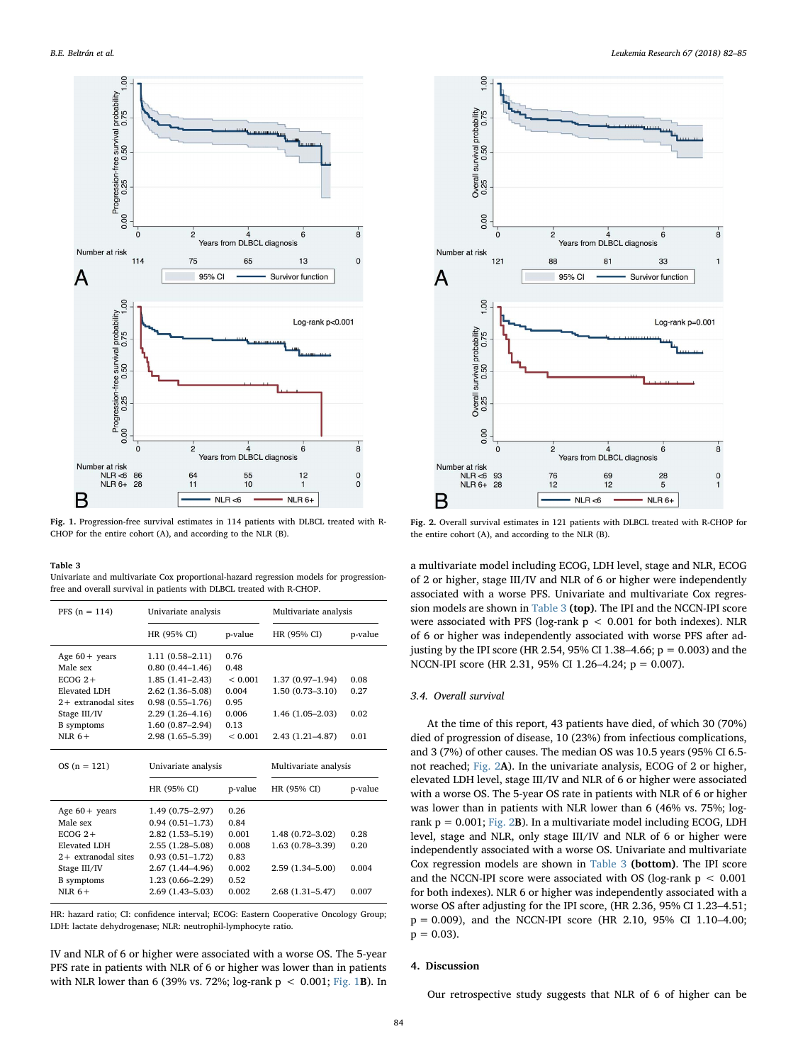Fig. 1. Progression-free survival estimates in 114 patients with DLBCL treated with R-CHOP for the entire cohort (A), and according to the NLR (B).

Fig. 2. Overall survival estimates in 121 patients with DLBCL treated with R-CHOP for the entire cohort (A), and according to the NLR (B).

**Table 3**
Univariate and multivariate Cox proportional-hazard regression models for progression-free and overall survival in patients with DLBCL treated with R-CHOP.

| PFS (n = 114) | Univariate analysis | | Multivariate analysis | |
|---|---|---|---|---|
| | HR (95% CI) | p-value | HR (95% CI) | p-value |
| Age 60+ years | 1.11 (0.58–2.11) | 0.76 | | |
| Male sex | 0.80 (0.44–1.46) | 0.48 | | |
| ECOG 2+ | 1.85 (1.41–2.43) | < 0.001 | 1.37 (0.97–1.94) | 0.08 |
| Elevated LDH | 2.62 (1.36–5.08) | 0.004 | 1.50 (0.73–3.10) | 0.27 |
| 2+ extranodal sites | 0.98 (0.55–1.76) | 0.95 | | |
| Stage III/IV | 2.29 (1.26–4.16) | 0.006 | 1.46 (1.05–2.03) | 0.02 |
| B symptoms | 1.60 (0.87–2.94) | 0.13 | | |
| NLR 6+ | 2.98 (1.65–5.39) | < 0.001 | 2.43 (1.21–4.87) | 0.01 |
| **OS (n = 121)** | **Univariate analysis** | | **Multivariate analysis** | |
| | HR (95% CI) | p-value | HR (95% CI) | p-value |
| Age 60+ years | 1.49 (0.75–2.97) | 0.26 | | |
| Male sex | 0.94 (0.51–1.73) | 0.84 | | |
| ECOG 2+ | 2.82 (1.53–5.19) | 0.001 | 1.48 (0.72–3.02) | 0.28 |
| Elevated LDH | 2.55 (1.28–5.08) | 0.008 | 1.63 (0.78–3.39) | 0.20 |
| 2+ extranodal sites | 0.93 (0.51–1.72) | 0.83 | | |
| Stage III/IV | 2.67 (1.44–4.96) | 0.002 | 2.59 (1.34–5.00) | 0.004 |
| B symptoms | 1.23 (0.66–2.29) | 0.52 | | |
| NLR 6+ | 2.69 (1.43–5.03) | 0.002 | 2.68 (1.31–5.47) | 0.007 |

HR: hazard ratio; CI: confidence interval; ECOG: Eastern Cooperative Oncology Group; LDH: lactate dehydrogenase; NLR: neutrophil-lymphocyte ratio.

IV and NLR of 6 or higher were associated with a worse OS. The 5-year PFS rate in patients with NLR of 6 or higher was lower than in patients with NLR lower than 6 (39% vs. 72%; log-rank $p < 0.001$; Fig. 1**B**). In a multivariate model including ECOG, LDH level, stage and NLR, ECOG of 2 or higher, stage III/IV and NLR of 6 or higher were independently associated with a worse PFS. Univariate and multivariate Cox regression models are shown in Table 3 **(top)**. The IPI and the NCCN-IPI score were associated with PFS (log-rank $p < 0.001$ for both indexes). NLR of 6 or higher was independently associated with worse PFS after adjusting by the IPI score (HR 2.54, 95% CI 1.38–4.66; p = 0.003) and the NCCN-IPI score (HR 2.31, 95% CI 1.26–4.24; p = 0.007).

### 3.4. Overall survival

At the time of this report, 43 patients have died, of which 30 (70%) died of progression of disease, 10 (23%) from infectious complications, and 3 (7%) of other causes. The median OS was 10.5 years (95% CI 6.5-not reached; Fig. 2**A**). In the univariate analysis, ECOG of 2 or higher, elevated LDH level, stage III/IV and NLR of 6 or higher were associated with a worse OS. The 5-year OS rate in patients with NLR of 6 or higher was lower than in patients with NLR lower than 6 (46% vs. 75%; log-rank p = 0.001; Fig. 2**B**). In a multivariate model including ECOG, LDH level, stage and NLR, only stage III/IV and NLR of 6 or higher were independently associated with a worse OS. Univariate and multivariate Cox regression models are shown in Table 3 **(bottom)**. The IPI score and the NCCN-IPI score were associated with OS (log-rank $p < 0.001$ for both indexes). NLR 6 or higher was independently associated with a worse OS after adjusting for the IPI score, (HR 2.36, 95% CI 1.23–4.51; p = 0.009), and the NCCN-IPI score (HR 2.10, 95% CI 1.10–4.00; p = 0.03).

## 4. Discussion

Our retrospective study suggests that NLR of 6 of higher can be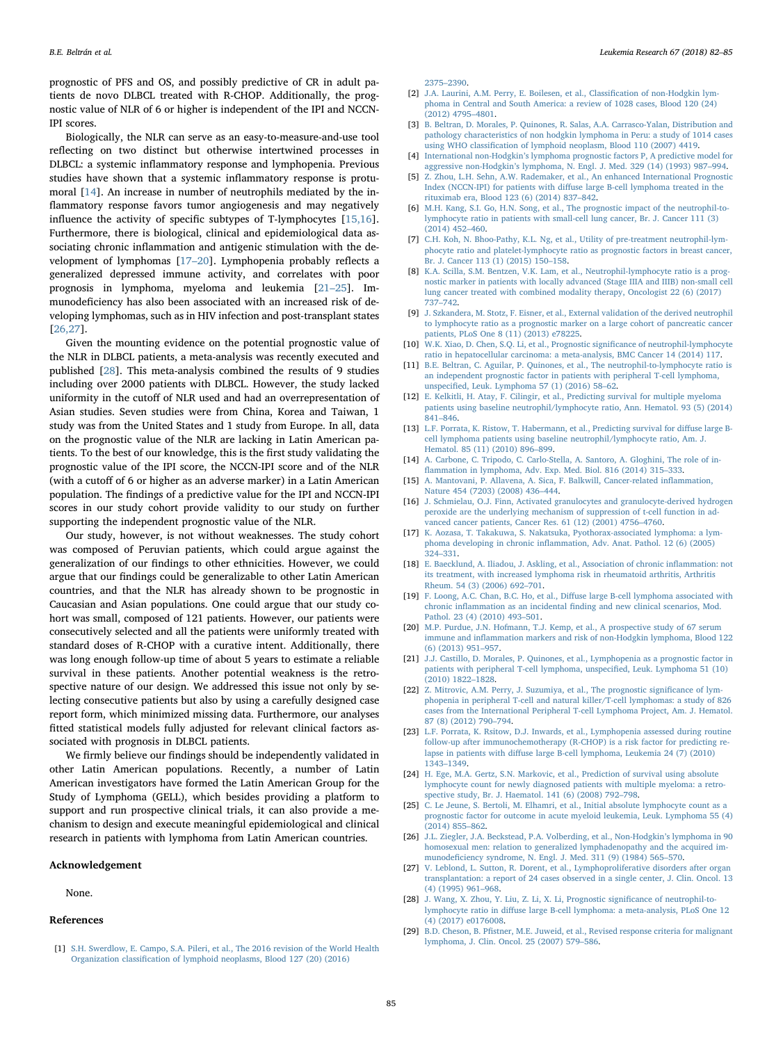prognostic of PFS and OS, and possibly predictive of CR in adult patients de novo DLBCL treated with R-CHOP. Additionally, the prognostic value of NLR of 6 or higher is independent of the IPI and NCCN-IPI scores.

Biologically, the NLR can serve as an easy-to-measure-and-use tool reflecting on two distinct but otherwise intertwined processes in DLBCL: a systemic inflammatory response and lymphopenia. Previous studies have shown that a systemic inflammatory response is protumoral [14]. An increase in number of neutrophils mediated by the inflammatory response favors tumor angiogenesis and may negatively influence the activity of specific subtypes of T-lymphocytes [15,16]. Furthermore, there is biological, clinical and epidemiological data associating chronic inflammation and antigenic stimulation with the development of lymphomas [17–20]. Lymphopenia probably reflects a generalized depressed immune activity, and correlates with poor prognosis in lymphoma, myeloma and leukemia [21–25]. Immunodeficiency has also been associated with an increased risk of developing lymphomas, such as in HIV infection and post-transplant states [26,27].

Given the mounting evidence on the potential prognostic value of the NLR in DLBCL patients, a meta-analysis was recently executed and published [28]. This meta-analysis combined the results of 9 studies including over 2000 patients with DLBCL. However, the study lacked uniformity in the cutoff of NLR used and had an overrepresentation of Asian studies. Seven studies were from China, Korea and Taiwan, 1 study was from the United States and 1 study from Europe. In all, data on the prognostic value of the NLR are lacking in Latin American patients. To the best of our knowledge, this is the first study validating the prognostic value of the IPI score, the NCCN-IPI score and of the NLR (with a cutoff of 6 or higher as an adverse marker) in a Latin American population. The findings of a predictive value for the IPI and NCCN-IPI scores in our study cohort provide validity to our study on further supporting the independent prognostic value of the NLR.

Our study, however, is not without weaknesses. The study cohort was composed of Peruvian patients, which could argue against the generalization of our findings to other ethnicities. However, we could argue that our findings could be generalizable to other Latin American countries, and that the NLR has already shown to be prognostic in Caucasian and Asian populations. One could argue that our study cohort was small, composed of 121 patients. However, our patients were consecutively selected and all the patients were uniformly treated with standard doses of R-CHOP with a curative intent. Additionally, there was long enough follow-up time of about 5 years to estimate a reliable survival in these patients. Another potential weakness is the retrospective nature of our design. We addressed this issue not only by selecting consecutive patients but also by using a carefully designed case report form, which minimized missing data. Furthermore, our analyses fitted statistical models fully adjusted for relevant clinical factors associated with prognosis in DLBCL patients.

We firmly believe our findings should be independently validated in other Latin American populations. Recently, a number of Latin American investigators have formed the Latin American Group for the Study of Lymphoma (GELL), which besides providing a platform to support and run prospective clinical trials, it can also provide a mechanism to design and execute meaningful epidemiological and clinical research in patients with lymphoma from Latin American countries.

## Acknowledgement

None.

## References

[1] S.H. Swerdlow, E. Campo, S.A. Pileri, et al., The 2016 revision of the World Health Organization classification of lymphoid neoplasms, Blood 127 (20) (2016) 2375–2390.

[2] J.A. Laurini, A.M. Perry, E. Boilesen, et al., Classification of non-Hodgkin lymphoma in Central and South America: a review of 1028 cases, Blood 120 (24) (2012) 4795–4801.

[3] B. Beltran, D. Morales, P. Quinones, R. Salas, A.A. Carrasco-Yalan, Distribution and pathology characteristics of non hodgkin lymphoma in Peru: a study of 1014 cases using WHO classification of lymphoid neoplasm, Blood 110 (2007) 4419.

[4] International non-Hodgkin's lymphoma prognostic factors P, A predictive model for aggressive non-Hodgkin's lymphoma, N. Engl. J. Med. 329 (14) (1993) 987–994.

[5] Z. Zhou, L.H. Sehn, A.W. Rademaker, et al., An enhanced International Prognostic Index (NCCN-IPI) for patients with diffuse large B-cell lymphoma treated in the rituximab era, Blood 123 (6) (2014) 837–842.

[6] M.H. Kang, S.I. Go, H.N. Song, et al., The prognostic impact of the neutrophil-to-lymphocyte ratio in patients with small-cell lung cancer, Br. J. Cancer 111 (3) (2014) 452–460.

[7] C.H. Koh, N. Bhoo-Pathy, K.L. Ng, et al., Utility of pre-treatment neutrophil-lymphocyte ratio and platelet-lymphocyte ratio as prognostic factors in breast cancer, Br. J. Cancer 113 (1) (2015) 150–158.

[8] K.A. Scilla, S.M. Bentzen, V.K. Lam, et al., Neutrophil-lymphocyte ratio is a prognostic marker in patients with locally advanced (Stage IIIA and IIIB) non-small cell lung cancer treated with combined modality therapy, Oncologist 22 (6) (2017) 737–742.

[9] J. Szkandera, M. Stotz, F. Eisner, et al., External validation of the derived neutrophil to lymphocyte ratio as a prognostic marker on a large cohort of pancreatic cancer patients, PLoS One 8 (11) (2013) e78225.

[10] W.K. Xiao, D. Chen, S.Q. Li, et al., Prognostic significance of neutrophil-lymphocyte ratio in hepatocellular carcinoma: a meta-analysis, BMC Cancer 14 (2014) 117.

[11] B.E. Beltran, C. Aguilar, P. Quinones, et al., The neutrophil-to-lymphocyte ratio is an independent prognostic factor in patients with peripheral T-cell lymphoma, unspecified, Leuk. Lymphoma 57 (1) (2016) 58–62.

[12] E. Kelkitli, H. Atay, F. Cilingir, et al., Predicting survival for multiple myeloma patients using baseline neutrophil/lymphocyte ratio, Ann. Hematol. 93 (5) (2014) 841–846.

[13] L.F. Porrata, K. Ristow, T. Habermann, et al., Predicting survival for diffuse large B-cell lymphoma patients using baseline neutrophil/lymphocyte ratio, Am. J. Hematol. 85 (11) (2010) 896–899.

[14] A. Carbone, C. Tripodo, C. Carlo-Stella, A. Santoro, A. Gloghini, The role of inflammation in lymphoma, Adv. Exp. Med. Biol. 816 (2014) 315–333.

[15] A. Mantovani, P. Allavena, A. Sica, F. Balkwill, Cancer-related inflammation, Nature 454 (7203) (2008) 436–444.

[16] J. Schmielau, O.J. Finn, Activated granulocytes and granulocyte-derived hydrogen peroxide are the underlying mechanism of suppression of t-cell function in advanced cancer patients, Cancer Res. 61 (12) (2001) 4756–4760.

[17] K. Aozasa, T. Takakuwa, S. Nakatsuka, Pyothorax-associated lymphoma: a lymphoma developing in chronic inflammation, Adv. Anat. Pathol. 12 (6) (2005) 324–331.

[18] E. Baecklund, A. Iliadou, J. Askling, et al., Association of chronic inflammation: not its treatment, with increased lymphoma risk in rheumatoid arthritis, Arthritis Rheum. 54 (3) (2006) 692–701.

[19] F. Loong, A.C. Chan, B.C. Ho, et al., Diffuse large B-cell lymphoma associated with chronic inflammation as an incidental finding and new clinical scenarios, Mod. Pathol. 23 (4) (2010) 493–501.

[20] M.P. Purdue, J.N. Hofmann, T.J. Kemp, et al., A prospective study of 67 serum immune and inflammation markers and risk of non-Hodgkin lymphoma, Blood 122 (6) (2013) 951–957.

[21] J.J. Castillo, D. Morales, P. Quinones, et al., Lymphopenia as a prognostic factor in patients with peripheral T-cell lymphoma, unspecified, Leuk. Lymphoma 51 (10) (2010) 1822–1828.

[22] Z. Mitrovic, A.M. Perry, J. Suzumiya, et al., The prognostic significance of lymphopenia in peripheral T-cell and natural killer/T-cell lymphomas: a study of 826 cases from the International Peripheral T-cell Lymphoma Project, Am. J. Hematol. 87 (8) (2012) 790–794.

[23] L.F. Porrata, K. Rsitow, D.J. Inwards, et al., Lymphopenia assessed during routine follow-up after immunochemotherapy (R-CHOP) is a risk factor for predicting relapse in patients with diffuse large B-cell lymphoma, Leukemia 24 (7) (2010) 1343–1349.

[24] H. Ege, M.A. Gertz, S.N. Markovic, et al., Prediction of survival using absolute lymphocyte count for newly diagnosed patients with multiple myeloma: a retrospective study, Br. J. Haematol. 141 (6) (2008) 792–798.

[25] C. Le Jeune, S. Bertoli, M. Elhamri, et al., Initial absolute lymphocyte count as a prognostic factor for outcome in acute myeloid leukemia, Leuk. Lymphoma 55 (4) (2014) 855–862.

[26] J.L. Ziegler, J.A. Beckstead, P.A. Volberding, et al., Non-Hodgkin's lymphoma in 90 homosexual men: relation to generalized lymphadenopathy and the acquired immunodeficiency syndrome, N. Engl. J. Med. 311 (9) (1984) 565–570.

[27] V. Leblond, L. Sutton, R. Dorent, et al., Lymphoproliferative disorders after organ transplantation: a report of 24 cases observed in a single center, J. Clin. Oncol. 13 (4) (1995) 961–968.

[28] J. Wang, X. Zhou, Y. Liu, Z. Li, X. Li, Prognostic significance of neutrophil-to-lymphocyte ratio in diffuse large B-cell lymphoma: a meta-analysis, PLoS One 12 (4) (2017) e0176008.

[29] B.D. Cheson, B. Pfistner, M.E. Juweid, et al., Revised response criteria for malignant lymphoma, J. Clin. Oncol. 25 (2007) 579–586.